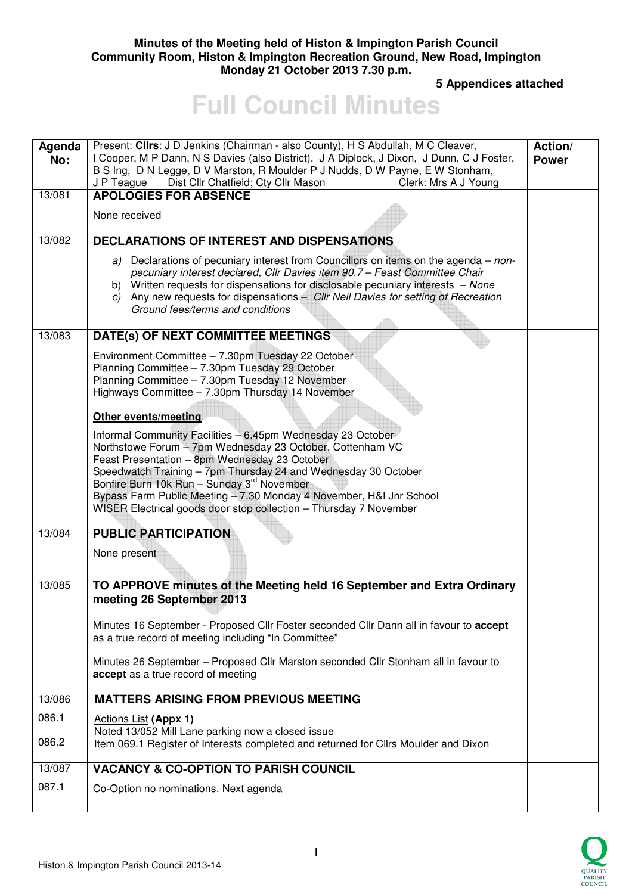**Minutes of the Meeting held of Histon & Impington Parish Council**
**Community Room, Histon & Impington Recreation Ground, New Road, Impington**
**Monday 21 October 2013 7.30 p.m.**

**5 Appendices attached**

# Full Council Minutes

| Agenda No: | Present: **Cllrs**: J D Jenkins (Chairman - also County), H S Abdullah, M C Cleaver, I Cooper, M P Dann, N S Davies (also District), J A Diplock, J Dixon, J Dunn, C J Foster, B S Ing, D N Legge, D V Marston, R Moulder P J Nudds, D W Payne, E W Stonham, J P Teague Dist Cllr Chatfield; Cty Cllr Mason Clerk: Mrs A J Young | Action/ Power |
|---|---|---|
| 13/081 | **APOLOGIES FOR ABSENCE**<br><br>None received | |
| 13/082 | **DECLARATIONS OF INTEREST AND DISPENSATIONS**<br><br>a) Declarations of pecuniary interest from Councillors on items on the agenda – *non-pecuniary interest declared, Cllr Davies item 90.7 – Feast Committee Chair*<br>b) Written requests for dispensations for disclosable pecuniary interests – *None*<br>c) Any new requests for dispensations – *Cllr Neil Davies for setting of Recreation Ground fees/terms and conditions* | |
| 13/083 | **DATE(s) OF NEXT COMMITTEE MEETINGS**<br><br>Environment Committee – 7.30pm Tuesday 22 October<br>Planning Committee – 7.30pm Tuesday 29 October<br>Planning Committee – 7.30pm Tuesday 12 November<br>Highways Committee – 7.30pm Thursday 14 November<br><br>**Other events/meeting**<br><br>Informal Community Facilities – 6.45pm Wednesday 23 October<br>Northstowe Forum – 7pm Wednesday 23 October, Cottenham VC<br>Feast Presentation – 8pm Wednesday 23 October<br>Speedwatch Training – 7pm Thursday 24 and Wednesday 30 October<br>Bonfire Burn 10k Run – Sunday 3rd November<br>Bypass Farm Public Meeting – 7.30 Monday 4 November, H&I Jnr School<br>WISER Electrical goods door stop collection – Thursday 7 November | |
| 13/084 | **PUBLIC PARTICIPATION**<br><br>None present | |
| 13/085 | **TO APPROVE minutes of the Meeting held 16 September and Extra Ordinary meeting 26 September 2013**<br><br>Minutes 16 September - Proposed Cllr Foster seconded Cllr Dann all in favour to **accept** as a true record of meeting including "In Committee"<br><br>Minutes 26 September – Proposed Cllr Marston seconded Cllr Stonham all in favour to **accept** as a true record of meeting | |
| 13/086 | **MATTERS ARISING FROM PREVIOUS MEETING** | |
| 086.1 | Actions List **(Appx 1)**<br>Noted 13/052 Mill Lane parking now a closed issue | |
| 086.2 | Item 069.1 Register of Interests completed and returned for Cllrs Moulder and Dixon | |
| 13/087 | **VACANCY & CO-OPTION TO PARISH COUNCIL** | |
| 087.1 | Co-Option no nominations. Next agenda | |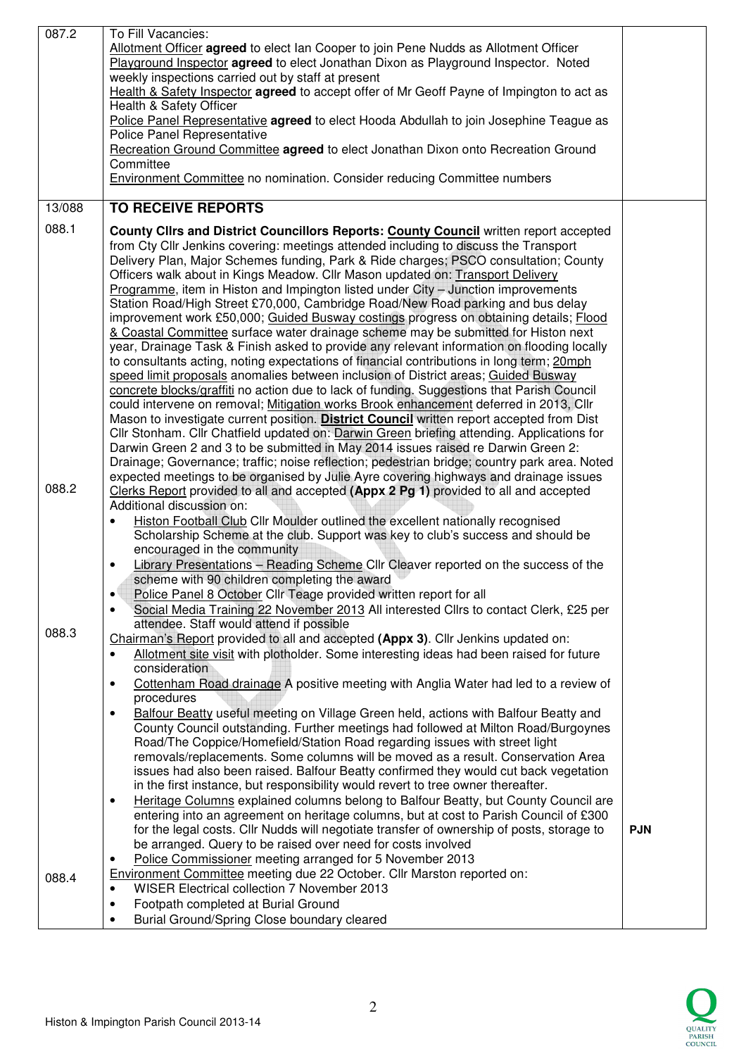| | | |
|---|---|---|
| 087.2 | To Fill Vacancies:<br>Allotment Officer **agreed** to elect Ian Cooper to join Pene Nudds as Allotment Officer<br>Playground Inspector **agreed** to elect Jonathan Dixon as Playground Inspector. Noted weekly inspections carried out by staff at present<br>Health & Safety Inspector **agreed** to accept offer of Mr Geoff Payne of Impington to act as Health & Safety Officer<br>Police Panel Representative **agreed** to elect Hooda Abdullah to join Josephine Teague as Police Panel Representative<br>Recreation Ground Committee **agreed** to elect Jonathan Dixon onto Recreation Ground Committee<br>Environment Committee no nomination. Consider reducing Committee numbers | |
| 13/088 | **TO RECEIVE REPORTS** | |
| 088.1 | **County Cllrs and District Councillors Reports: County Council** written report accepted from Cty Cllr Jenkins covering: meetings attended including to discuss the Transport Delivery Plan, Major Schemes funding, Park & Ride charges; PSCO consultation; County Officers walk about in Kings Meadow. Cllr Mason updated on: Transport Delivery Programme, item in Histon and Impington listed under City – Junction improvements Station Road/High Street £70,000, Cambridge Road/New Road parking and bus delay improvement work £50,000; Guided Busway costings progress on obtaining details; Flood & Coastal Committee surface water drainage scheme may be submitted for Histon next year, Drainage Task & Finish asked to provide any relevant information on flooding locally to consultants acting, noting expectations of financial contributions in long term; 20mph speed limit proposals anomalies between inclusion of District areas; Guided Busway concrete blocks/graffiti no action due to lack of funding. Suggestions that Parish Council could intervene on removal; Mitigation works Brook enhancement deferred in 2013, Cllr Mason to investigate current position. **District Council** written report accepted from Dist Cllr Stonham. Cllr Chatfield updated on: Darwin Green briefing attending. Applications for Darwin Green 2 and 3 to be submitted in May 2014 issues raised re Darwin Green 2: Drainage; Governance; traffic; noise reflection; pedestrian bridge; country park area. Noted expected meetings to be organised by Julie Ayre covering highways and drainage issues | |
| 088.2 | Clerks Report provided to all and accepted **(Appx 2 Pg 1)** provided to all and accepted<br>Additional discussion on:<br>• Histon Football Club Cllr Moulder outlined the excellent nationally recognised Scholarship Scheme at the club. Support was key to club's success and should be encouraged in the community<br>• Library Presentations – Reading Scheme Cllr Cleaver reported on the success of the scheme with 90 children completing the award<br>• Police Panel 8 October Cllr Teage provided written report for all<br>• Social Media Training 22 November 2013 All interested Cllrs to contact Clerk, £25 per attendee. Staff would attend if possible | |
| 088.3 | Chairman's Report provided to all and accepted **(Appx 3)**. Cllr Jenkins updated on:<br>• Allotment site visit with plotholder. Some interesting ideas had been raised for future consideration<br>• Cottenham Road drainage A positive meeting with Anglia Water had led to a review of procedures<br>• Balfour Beatty useful meeting on Village Green held, actions with Balfour Beatty and County Council outstanding. Further meetings had followed at Milton Road/Burgoynes Road/The Coppice/Homefield/Station Road regarding issues with street light removals/replacements. Some columns will be moved as a result. Conservation Area issues had also been raised. Balfour Beatty confirmed they would cut back vegetation in the first instance, but responsibility would revert to tree owner thereafter.<br>• Heritage Columns explained columns belong to Balfour Beatty, but County Council are entering into an agreement on heritage columns, but at cost to Parish Council of £300 for the legal costs. Cllr Nudds will negotiate transfer of ownership of posts, storage to be arranged. Query to be raised over need for costs involved<br>• Police Commissioner meeting arranged for 5 November 2013 | **PJN** |
| 088.4 | Environment Committee meeting due 22 October. Cllr Marston reported on:<br>• WISER Electrical collection 7 November 2013<br>• Footpath completed at Burial Ground<br>• Burial Ground/Spring Close boundary cleared | |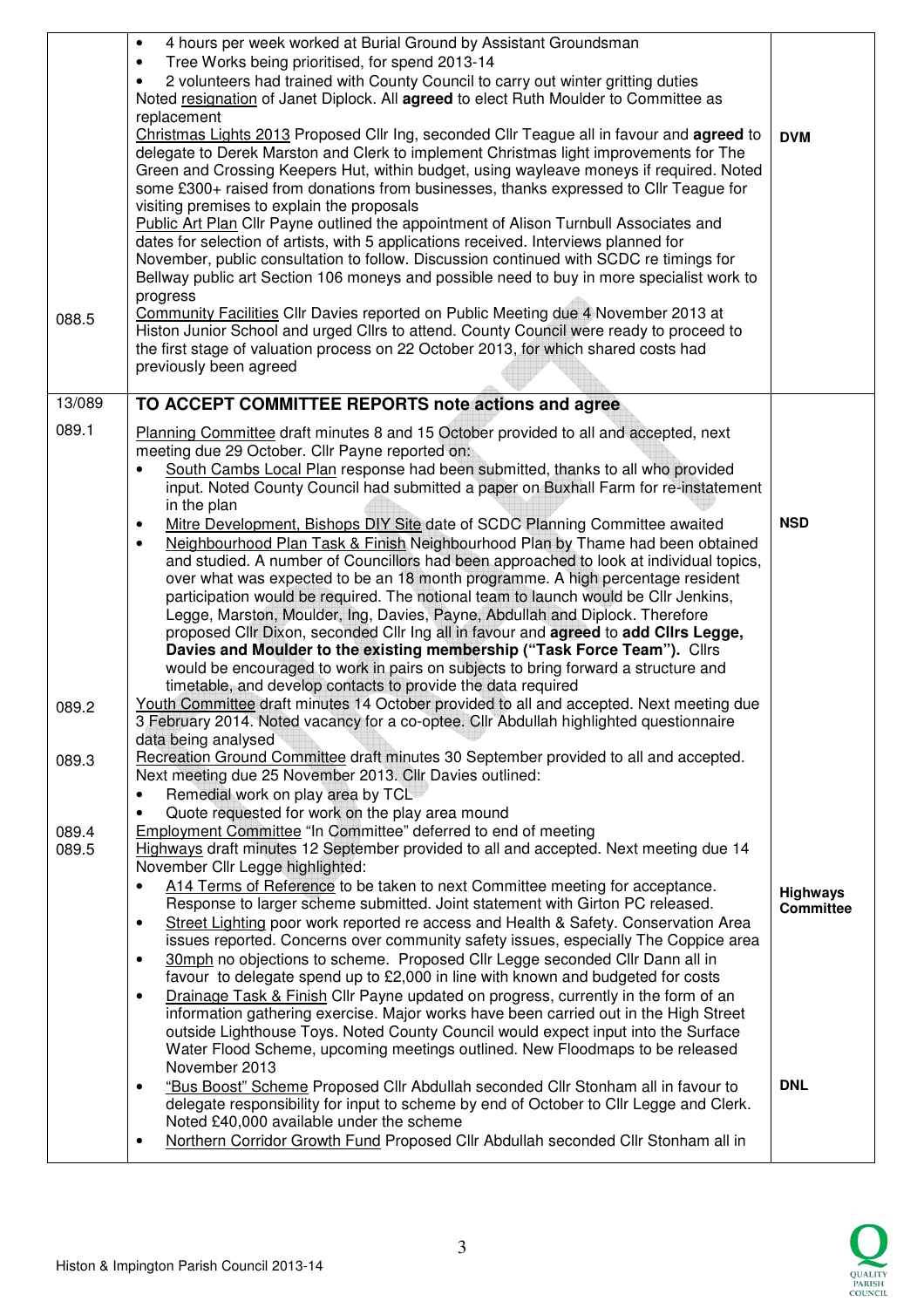| | | |
|---|---|---|
| 088.5 | • 4 hours per week worked at Burial Ground by Assistant Groundsman<br>• Tree Works being prioritised, for spend 2013-14<br>• 2 volunteers had trained with County Council to carry out winter gritting duties<br>Noted resignation of Janet Diplock. All **agreed** to elect Ruth Moulder to Committee as replacement<br>Christmas Lights 2013 Proposed Cllr Ing, seconded Cllr Teague all in favour and **agreed** to delegate to Derek Marston and Clerk to implement Christmas light improvements for The Green and Crossing Keepers Hut, within budget, using wayleave moneys if required. Noted some £300+ raised from donations from businesses, thanks expressed to Cllr Teague for visiting premises to explain the proposals<br>Public Art Plan Cllr Payne outlined the appointment of Alison Turnbull Associates and dates for selection of artists, with 5 applications received. Interviews planned for November, public consultation to follow. Discussion continued with SCDC re timings for Bellway public art Section 106 moneys and possible need to buy in more specialist work to progress<br>Community Facilities Cllr Davies reported on Public Meeting due 4 November 2013 at Histon Junior School and urged Cllrs to attend. County Council were ready to proceed to the first stage of valuation process on 22 October 2013, for which shared costs had previously been agreed | **DVM** |
| 13/089 | **TO ACCEPT COMMITTEE REPORTS note actions and agree** | |
| 089.1 | Planning Committee draft minutes 8 and 15 October provided to all and accepted, next meeting due 29 October. Cllr Payne reported on:<br>• South Cambs Local Plan response had been submitted, thanks to all who provided input. Noted County Council had submitted a paper on Buxhall Farm for re-instatement in the plan<br>• Mitre Development, Bishops DIY Site date of SCDC Planning Committee awaited<br>• Neighbourhood Plan Task & Finish Neighbourhood Plan by Thame had been obtained and studied. A number of Councillors had been approached to look at individual topics, over what was expected to be an 18 month programme. A high percentage resident participation would be required. The notional team to launch would be Cllr Jenkins, Legge, Marston, Moulder, Ing, Davies, Payne, Abdullah and Diplock. Therefore proposed Cllr Dixon, seconded Cllr Ing all in favour and **agreed** to **add Cllrs Legge, Davies and Moulder to the existing membership ("Task Force Team").** Cllrs would be encouraged to work in pairs on subjects to bring forward a structure and timetable, and develop contacts to provide the data required | **NSD** |
| 089.2 | Youth Committee draft minutes 14 October provided to all and accepted. Next meeting due 3 February 2014. Noted vacancy for a co-optee. Cllr Abdullah highlighted questionnaire data being analysed | |
| 089.3 | Recreation Ground Committee draft minutes 30 September provided to all and accepted. Next meeting due 25 November 2013. Cllr Davies outlined:<br>• Remedial work on play area by TCL<br>• Quote requested for work on the play area mound | |
| 089.4 | Employment Committee "In Committee" deferred to end of meeting | |
| 089.5 | Highways draft minutes 12 September provided to all and accepted. Next meeting due 14 November Cllr Legge highlighted:<br>• A14 Terms of Reference to be taken to next Committee meeting for acceptance. Response to larger scheme submitted. Joint statement with Girton PC released.<br>• Street Lighting poor work reported re access and Health & Safety. Conservation Area issues reported. Concerns over community safety issues, especially The Coppice area<br>• 30mph no objections to scheme. Proposed Cllr Legge seconded Cllr Dann all in favour to delegate spend up to £2,000 in line with known and budgeted for costs<br>• Drainage Task & Finish Cllr Payne updated on progress, currently in the form of an information gathering exercise. Major works have been carried out in the High Street outside Lighthouse Toys. Noted County Council would expect input into the Surface Water Flood Scheme, upcoming meetings outlined. New Floodmaps to be released November 2013<br>• "Bus Boost" Scheme Proposed Cllr Abdullah seconded Cllr Stonham all in favour to delegate responsibility for input to scheme by end of October to Cllr Legge and Clerk. Noted £40,000 available under the scheme<br>• Northern Corridor Growth Fund Proposed Cllr Abdullah seconded Cllr Stonham all in | **Highways Committee**<br><br>**DNL** |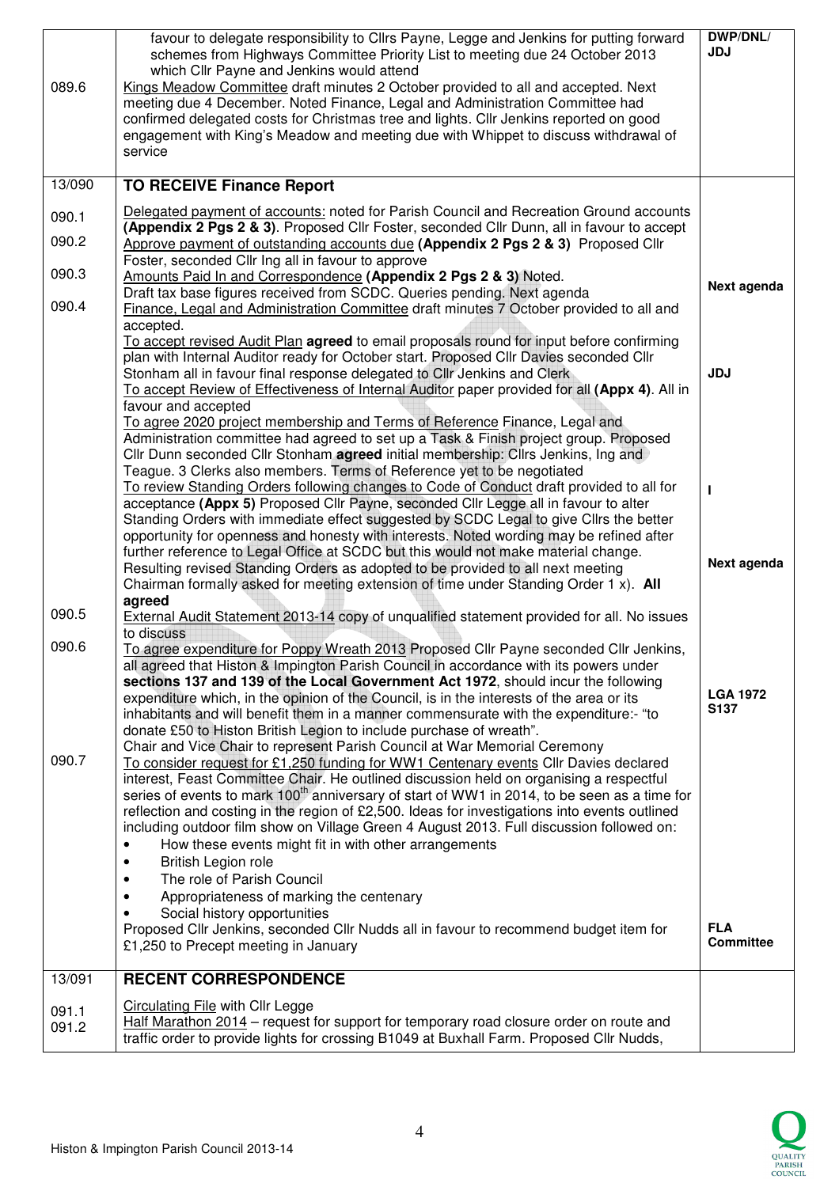| | | |
|---|---|---|
| 089.6 | favour to delegate responsibility to Cllrs Payne, Legge and Jenkins for putting forward schemes from Highways Committee Priority List to meeting due 24 October 2013 which Cllr Payne and Jenkins would attend<br>Kings Meadow Committee draft minutes 2 October provided to all and accepted. Next meeting due 4 December. Noted Finance, Legal and Administration Committee had confirmed delegated costs for Christmas tree and lights. Cllr Jenkins reported on good engagement with King's Meadow and meeting due with Whippet to discuss withdrawal of service | **DWP/DNL/ JDJ** |
| 13/090 | **TO RECEIVE Finance Report** | |
| 090.1<br>090.2<br>090.3<br>090.4 | Delegated payment of accounts: noted for Parish Council and Recreation Ground accounts **(Appendix 2 Pgs 2 & 3)**. Proposed Cllr Foster, seconded Cllr Dunn, all in favour to accept<br>Approve payment of outstanding accounts due **(Appendix 2 Pgs 2 & 3)** Proposed Cllr Foster, seconded Cllr Ing all in favour to approve<br>Amounts Paid In and Correspondence **(Appendix 2 Pgs 2 & 3)** Noted.<br>Draft tax base figures received from SCDC. Queries pending. Next agenda<br>Finance, Legal and Administration Committee draft minutes 7 October provided to all and accepted.<br>To accept revised Audit Plan **agreed** to email proposals round for input before confirming plan with Internal Auditor ready for October start. Proposed Cllr Davies seconded Cllr Stonham all in favour final response delegated to Cllr Jenkins and Clerk<br>To accept Review of Effectiveness of Internal Auditor paper provided for all **(Appx 4)**. All in favour and accepted<br>To agree 2020 project membership and Terms of Reference Finance, Legal and Administration committee had agreed to set up a Task & Finish project group. Proposed Cllr Dunn seconded Cllr Stonham **agreed** initial membership: Cllrs Jenkins, Ing and Teague. 3 Clerks also members. Terms of Reference yet to be negotiated<br>To review Standing Orders following changes to Code of Conduct draft provided to all for acceptance **(Appx 5)** Proposed Cllr Payne, seconded Cllr Legge all in favour to alter Standing Orders with immediate effect suggested by SCDC Legal to give Cllrs the better opportunity for openness and honesty with interests. Noted wording may be refined after further reference to Legal Office at SCDC but this would not make material change. Resulting revised Standing Orders as adopted to be provided to all next meeting<br>Chairman formally asked for meeting extension of time under Standing Order 1 x). **All agreed** | **Next agenda**<br><br>**JDJ**<br><br>**I**<br><br>**Next agenda** |
| 090.5 | External Audit Statement 2013-14 copy of unqualified statement provided for all. No issues to discuss | |
| 090.6 | To agree expenditure for Poppy Wreath 2013 Proposed Cllr Payne seconded Cllr Jenkins, all agreed that Histon & Impington Parish Council in accordance with its powers under **sections 137 and 139 of the Local Government Act 1972**, should incur the following expenditure which, in the opinion of the Council, is in the interests of the area or its inhabitants and will benefit them in a manner commensurate with the expenditure:- "to donate £50 to Histon British Legion to include purchase of wreath".<br>Chair and Vice Chair to represent Parish Council at War Memorial Ceremony | **LGA 1972 S137** |
| 090.7 | To consider request for £1,250 funding for WW1 Centenary events Cllr Davies declared interest, Feast Committee Chair. He outlined discussion held on organising a respectful series of events to mark 100th anniversary of start of WW1 in 2014, to be seen as a time for reflection and costing in the region of £2,500. Ideas for investigations into events outlined including outdoor film show on Village Green 4 August 2013. Full discussion followed on:<br>• How these events might fit in with other arrangements<br>• British Legion role<br>• The role of Parish Council<br>• Appropriateness of marking the centenary<br>• Social history opportunities<br>Proposed Cllr Jenkins, seconded Cllr Nudds all in favour to recommend budget item for £1,250 to Precept meeting in January | **FLA Committee** |
| 13/091 | **RECENT CORRESPONDENCE** | |
| 091.1<br>091.2 | Circulating File with Cllr Legge<br>Half Marathon 2014 – request for support for temporary road closure order on route and traffic order to provide lights for crossing B1049 at Buxhall Farm. Proposed Cllr Nudds, | |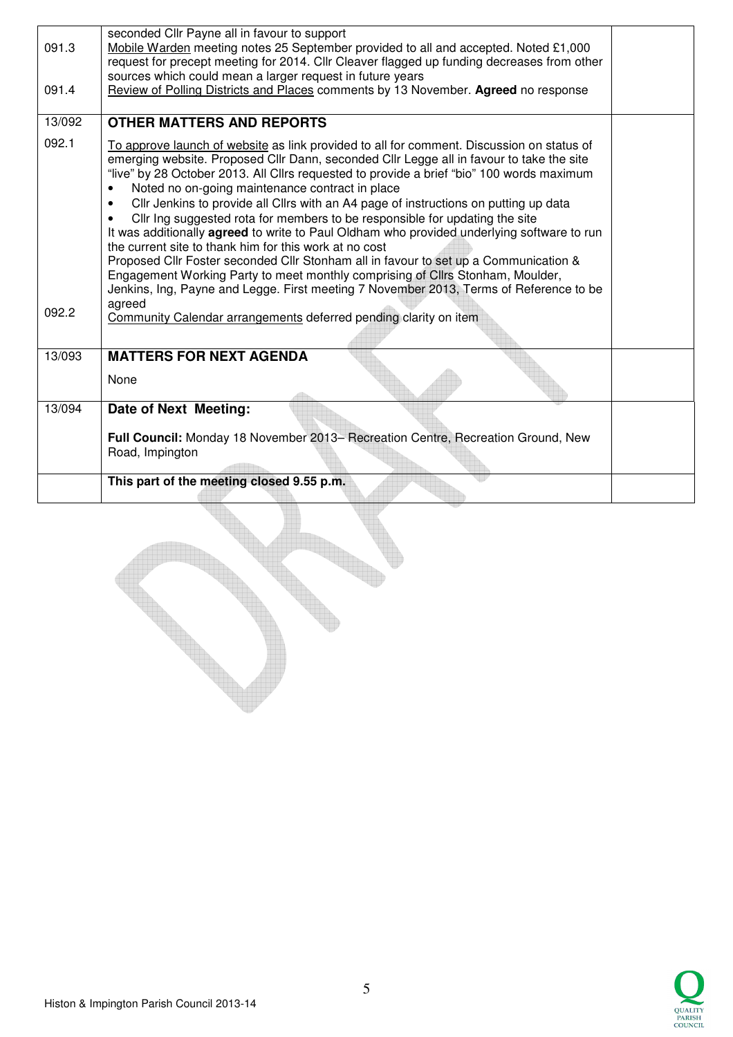| | | |
|---|---|---|
| 091.3 | seconded Cllr Payne all in favour to support<br>Mobile Warden meeting notes 25 September provided to all and accepted. Noted £1,000 request for precept meeting for 2014. Cllr Cleaver flagged up funding decreases from other sources which could mean a larger request in future years | |
| 091.4 | Review of Polling Districts and Places comments by 13 November. **Agreed** no response | |
| 13/092 | **OTHER MATTERS AND REPORTS** | |
| 092.1 | To approve launch of website as link provided to all for comment. Discussion on status of emerging website. Proposed Cllr Dann, seconded Cllr Legge all in favour to take the site "live" by 28 October 2013. All Cllrs requested to provide a brief "bio" 100 words maximum<br>• Noted no on-going maintenance contract in place<br>• Cllr Jenkins to provide all Cllrs with an A4 page of instructions on putting up data<br>• Cllr Ing suggested rota for members to be responsible for updating the site<br>It was additionally **agreed** to write to Paul Oldham who provided underlying software to run the current site to thank him for this work at no cost<br>Proposed Cllr Foster seconded Cllr Stonham all in favour to set up a Communication & Engagement Working Party to meet monthly comprising of Cllrs Stonham, Moulder, Jenkins, Ing, Payne and Legge. First meeting 7 November 2013, Terms of Reference to be agreed | |
| 092.2 | Community Calendar arrangements deferred pending clarity on item | |
| 13/093 | **MATTERS FOR NEXT AGENDA**<br><br>None | |
| 13/094 | **Date of Next Meeting:**<br><br>**Full Council:** Monday 18 November 2013– Recreation Centre, Recreation Ground, New Road, Impington | |
| | **This part of the meeting closed 9.55 p.m.** | |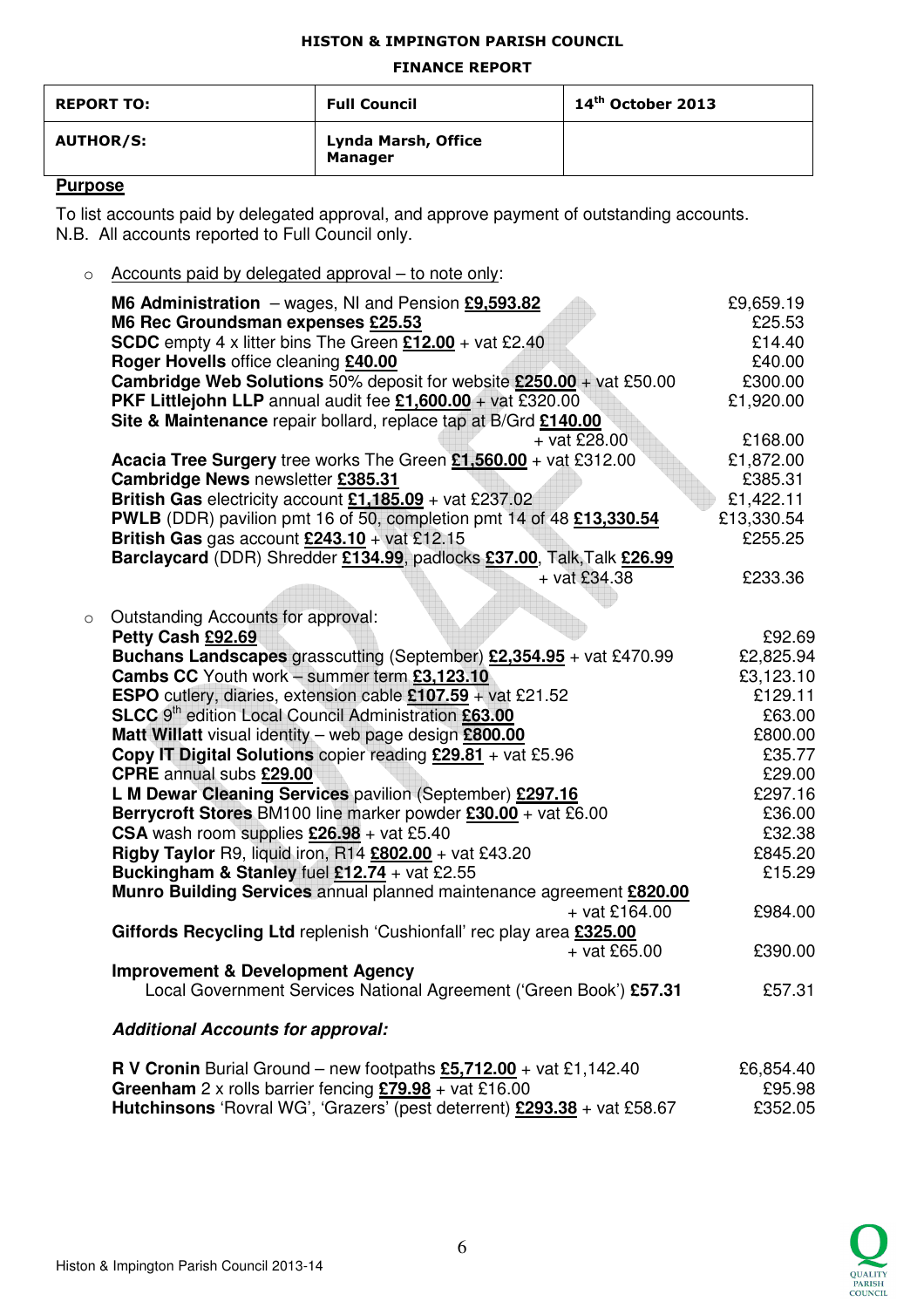**HISTON & IMPINGTON PARISH COUNCIL**

**FINANCE REPORT**

| **REPORT TO:** | **Full Council** | **14th October 2013** |
|---|---|---|
| **AUTHOR/S:** | **Lynda Marsh, Office Manager** | |

**Purpose**

To list accounts paid by delegated approval, and approve payment of outstanding accounts.
N.B. All accounts reported to Full Council only.

- Accounts paid by delegated approval – to note only:

| | |
|---|---|
| **M6 Administration** – wages, NI and Pension **£9,593.82** | £9,659.19 |
| **M6 Rec Groundsman expenses £25.53** | £25.53 |
| **SCDC** empty 4 x litter bins The Green **£12.00** + vat £2.40 | £14.40 |
| **Roger Hovells** office cleaning **£40.00** | £40.00 |
| **Cambridge Web Solutions** 50% deposit for website **£250.00** + vat £50.00 | £300.00 |
| **PKF Littlejohn LLP** annual audit fee **£1,600.00** + vat £320.00 | £1,920.00 |
| **Site & Maintenance** repair bollard, replace tap at B/Grd **£140.00** + vat £28.00 | £168.00 |
| **Acacia Tree Surgery** tree works The Green **£1,560.00** + vat £312.00 | £1,872.00 |
| **Cambridge News** newsletter **£385.31** | £385.31 |
| **British Gas** electricity account **£1,185.09** + vat £237.02 | £1,422.11 |
| **PWLB** (DDR) pavilion pmt 16 of 50, completion pmt 14 of 48 **£13,330.54** | £13,330.54 |
| **British Gas** gas account **£243.10** + vat £12.15 | £255.25 |
| **Barclaycard** (DDR) Shredder **£134.99**, padlocks **£37.00**, Talk,Talk **£26.99** + vat £34.38 | £233.36 |

- Outstanding Accounts for approval:

| | |
|---|---|
| **Petty Cash £92.69** | £92.69 |
| **Buchans Landscapes** grasscutting (September) **£2,354.95** + vat £470.99 | £2,825.94 |
| **Cambs CC** Youth work – summer term **£3,123.10** | £3,123.10 |
| **ESPO** cutlery, diaries, extension cable **£107.59** + vat £21.52 | £129.11 |
| **SLCC** 9th edition Local Council Administration **£63.00** | £63.00 |
| **Matt Willatt** visual identity – web page design **£800.00** | £800.00 |
| **Copy IT Digital Solutions** copier reading **£29.81** + vat £5.96 | £35.77 |
| **CPRE** annual subs **£29.00** | £29.00 |
| **L M Dewar Cleaning Services** pavilion (September) **£297.16** | £297.16 |
| **Berrycroft Stores** BM100 line marker powder **£30.00** + vat £6.00 | £36.00 |
| **CSA** wash room supplies **£26.98** + vat £5.40 | £32.38 |
| **Rigby Taylor** R9, liquid iron, R14 **£802.00** + vat £43.20 | £845.20 |
| **Buckingham & Stanley** fuel **£12.74** + vat £2.55 | £15.29 |
| **Munro Building Services** annual planned maintenance agreement **£820.00** + vat £164.00 | £984.00 |
| **Giffords Recycling Ltd** replenish 'Cushionfall' rec play area **£325.00** + vat £65.00 | £390.00 |
| **Improvement & Development Agency** Local Government Services National Agreement ('Green Book') **£57.31** | £57.31 |

***Additional Accounts for approval:***

| | |
|---|---|
| **R V Cronin** Burial Ground – new footpaths **£5,712.00** + vat £1,142.40 | £6,854.40 |
| **Greenham** 2 x rolls barrier fencing **£79.98** + vat £16.00 | £95.98 |
| **Hutchinsons** 'Rovral WG', 'Grazers' (pest deterrent) **£293.38** + vat £58.67 | £352.05 |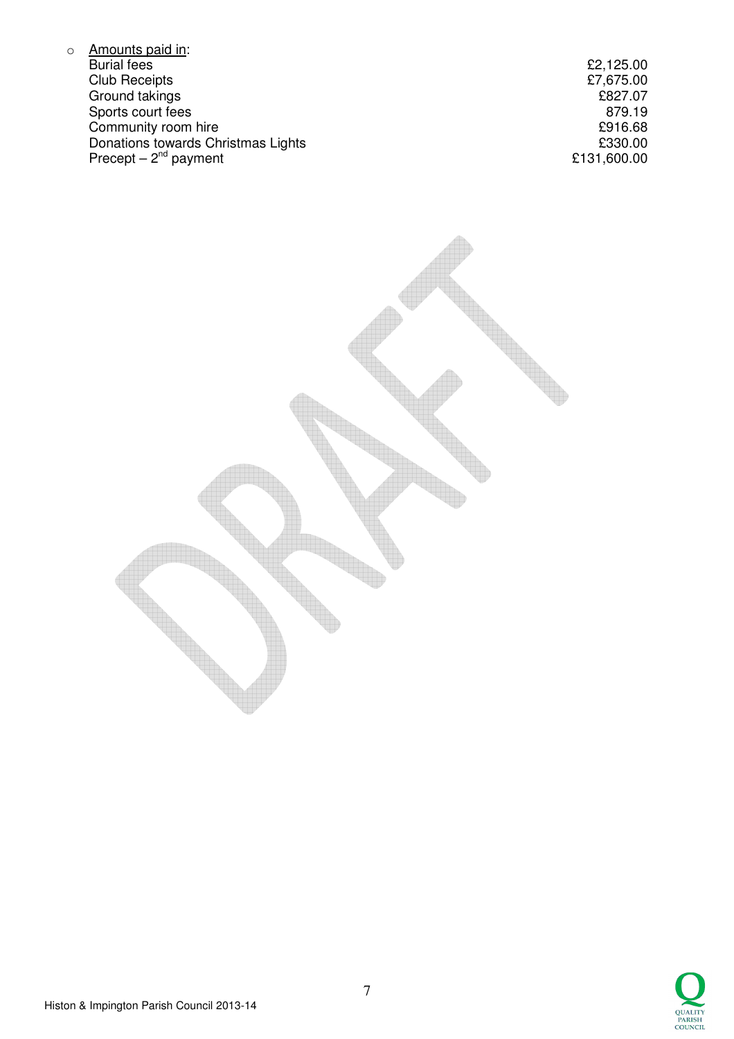- Amounts paid in:

| | |
|---|---|
| Burial fees | £2,125.00 |
| Club Receipts | £7,675.00 |
| Ground takings | £827.07 |
| Sports court fees | 879.19 |
| Community room hire | £916.68 |
| Donations towards Christmas Lights | £330.00 |
| Precept – 2nd payment | £131,600.00 |